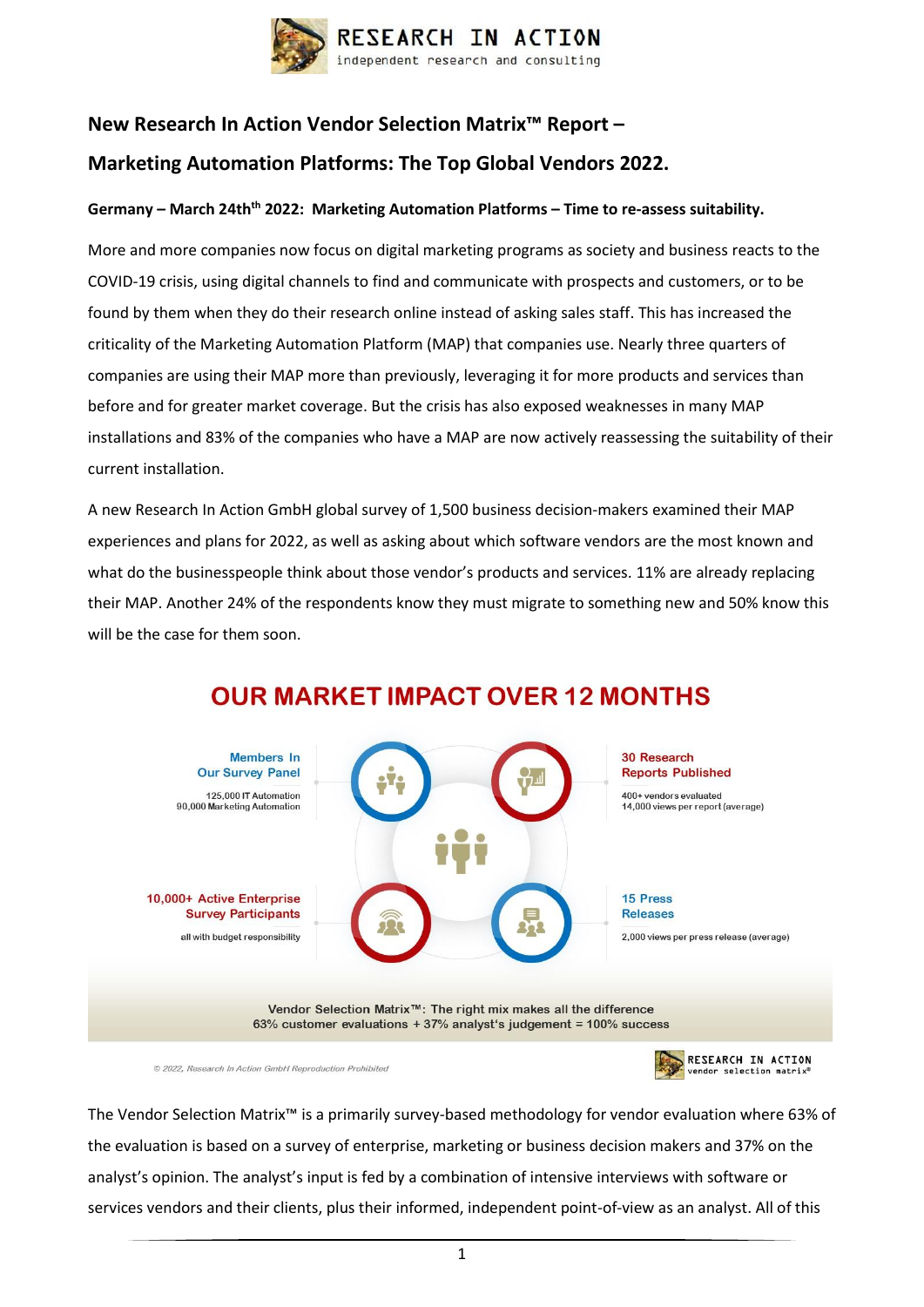RESEARCH IN ACTION
independent research and consulting

## New Research In Action Vendor Selection Matrix™ Report –

## Marketing Automation Platforms: The Top Global Vendors 2022.

**Germany – March 24th 2022: Marketing Automation Platforms – Time to re-assess suitability.**

More and more companies now focus on digital marketing programs as society and business reacts to the COVID-19 crisis, using digital channels to find and communicate with prospects and customers, or to be found by them when they do their research online instead of asking sales staff. This has increased the criticality of the Marketing Automation Platform (MAP) that companies use. Nearly three quarters of companies are using their MAP more than previously, leveraging it for more products and services than before and for greater market coverage. But the crisis has also exposed weaknesses in many MAP installations and 83% of the companies who have a MAP are now actively reassessing the suitability of their current installation.

A new Research In Action GmbH global survey of 1,500 business decision-makers examined their MAP experiences and plans for 2022, as well as asking about which software vendors are the most known and what do the businesspeople think about those vendor's products and services. 11% are already replacing their MAP. Another 24% of the respondents know they must migrate to something new and 50% know this will be the case for them soon.

### OUR MARKET IMPACT OVER 12 MONTHS

**Members In Our Survey Panel**
125,000 IT Automation
90,000 Marketing Automation

**30 Research Reports Published**
400+ vendors evaluated
14,000 views per report (average)

**10,000+ Active Enterprise Survey Participants**
all with budget responsibility

**15 Press Releases**
2,000 views per press release (average)

Vendor Selection Matrix™: The right mix makes all the difference
63% customer evaluations + 37% analyst's judgement = 100% success

© 2022, Research In Action GmbH Reproduction Prohibited

RESEARCH IN ACTION vendor selection matrix®

The Vendor Selection Matrix™ is a primarily survey-based methodology for vendor evaluation where 63% of the evaluation is based on a survey of enterprise, marketing or business decision makers and 37% on the analyst's opinion. The analyst's input is fed by a combination of intensive interviews with software or services vendors and their clients, plus their informed, independent point-of-view as an analyst. All of this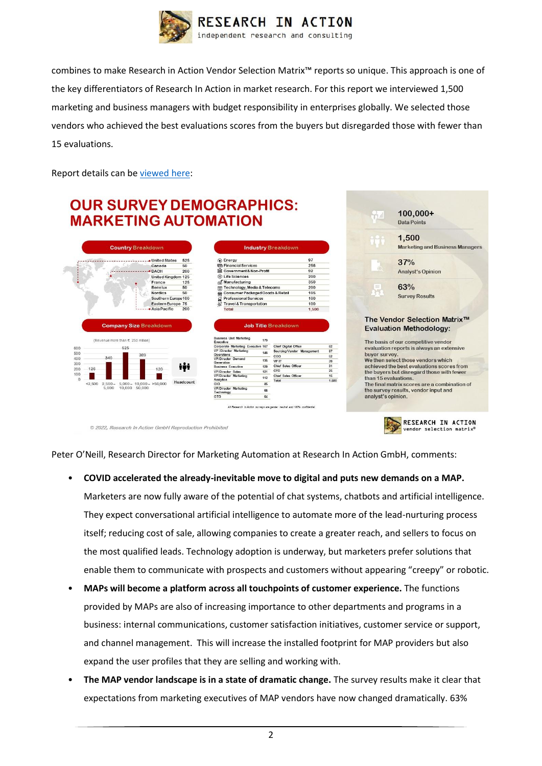combines to make Research in Action Vendor Selection Matrix™ reports so unique. This approach is one of the key differentiators of Research In Action in market research. For this report we interviewed 1,500 marketing and business managers with budget responsibility in enterprises globally. We selected those vendors who achieved the best evaluations scores from the buyers but disregarded those with fewer than 15 evaluations.

Report details can be viewed here:

## OUR SURVEY DEMOGRAPHICS: MARKETING AUTOMATION

**Country Breakdown**

| Country | Count |
|---|---|
| United States | 525 |
| Canada | 50 |
| DACH | 200 |
| United Kingdom | 125 |
| France | 125 |
| Benelux | 50 |
| Nordics | 50 |
| Southern Europe | 100 |
| Eastern Europe | 75 |
| Asia Pacific | 200 |

**Industry Breakdown**

| Industry | Count |
|---|---|
| Energy | 97 |
| Financial Services | 256 |
| Government & Non-Profit | 92 |
| Life Sciences | 200 |
| Manufacturing | 350 |
| Technology, Media & Telecoms | 200 |
| Consumer Packaged Goods & Retail | 105 |
| Professional Services | 100 |
| Travel & Transportation | 100 |
| Total | 1,500 |

**Company Size Breakdown**

(Revenue more than € 250 million)

| Headcount | Count |
|---|---|
| <2,500 | 126 |
| 2,500–5,000 | 340 |
| 5,000–10,000 | 525 |
| 10,000–50,000 | 389 |
| >50,000 | 120 |

**Job Title Breakdown**

| Job Title | Count | Job Title | Count |
|---|---|---|---|
| Business Unit Marketing Executive | 179 | Chief Digital Office | 62 |
| Corporate Marketing Executive | 167 | Sourcing/Vendor Management | 57 |
| VP/Director Marketing Operations | 148 | COO | 52 |
| VP/Director Demand Generation | 135 | VP IT | 39 |
| Business Executive | 129 | Chief Sales Officer | 31 |
| VP/Director Sales | 121 | CFO | 25 |
| VP/Director Marketing Analytics | 112 | Chief Sales Officer | 15 |
| CIO | 85 | Total | 1,500 |
| VP/Director Marketing Technology | 66 | | |
| CTO | 64 | | |

All Research In Action surveys are gender neutral and 100% confidential.

- **100,000+** Data Points
- **1,500** Marketing and Business Managers
- **37%** Analyst's Opinion
- **63%** Survey Results

**The Vendor Selection Matrix™ Evaluation Methodology:**

The basis of our competitive vendor evaluation reports is always an extensive buyer survey.
We then select those vendors which achieved the best evaluations scores from the buyers but disregard those with fewer than 15 evaluations.
The final matrix scores are a combination of the survey results, vendor input and analyst's opinion.

© 2022, Research In Action GmbH Reproduction Prohibited

Peter O'Neill, Research Director for Marketing Automation at Research In Action GmbH, comments:

- **COVID accelerated the already-inevitable move to digital and puts new demands on a MAP.** Marketers are now fully aware of the potential of chat systems, chatbots and artificial intelligence. They expect conversational artificial intelligence to automate more of the lead-nurturing process itself; reducing cost of sale, allowing companies to create a greater reach, and sellers to focus on the most qualified leads. Technology adoption is underway, but marketers prefer solutions that enable them to communicate with prospects and customers without appearing "creepy" or robotic.
- **MAPs will become a platform across all touchpoints of customer experience.** The functions provided by MAPs are also of increasing importance to other departments and programs in a business: internal communications, customer satisfaction initiatives, customer service or support, and channel management. This will increase the installed footprint for MAP providers but also expand the user profiles that they are selling and working with.
- **The MAP vendor landscape is in a state of dramatic change.** The survey results make it clear that expectations from marketing executives of MAP vendors have now changed dramatically. 63%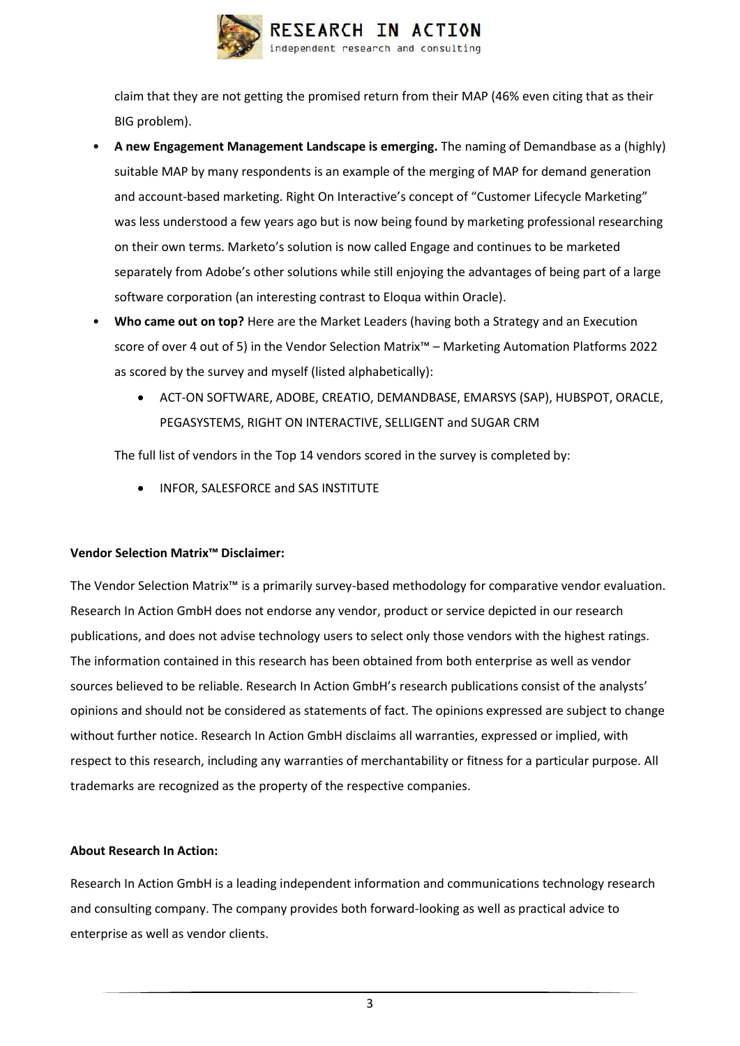claim that they are not getting the promised return from their MAP (46% even citing that as their BIG problem).

- **A new Engagement Management Landscape is emerging.** The naming of Demandbase as a (highly) suitable MAP by many respondents is an example of the merging of MAP for demand generation and account-based marketing. Right On Interactive's concept of "Customer Lifecycle Marketing" was less understood a few years ago but is now being found by marketing professional researching on their own terms. Marketo's solution is now called Engage and continues to be marketed separately from Adobe's other solutions while still enjoying the advantages of being part of a large software corporation (an interesting contrast to Eloqua within Oracle).
- **Who came out on top?** Here are the Market Leaders (having both a Strategy and an Execution score of over 4 out of 5) in the Vendor Selection Matrix™ – Marketing Automation Platforms 2022 as scored by the survey and myself (listed alphabetically):
  - ACT-ON SOFTWARE, ADOBE, CREATIO, DEMANDBASE, EMARSYS (SAP), HUBSPOT, ORACLE, PEGASYSTEMS, RIGHT ON INTERACTIVE, SELLIGENT and SUGAR CRM

  The full list of vendors in the Top 14 vendors scored in the survey is completed by:

  - INFOR, SALESFORCE and SAS INSTITUTE

**Vendor Selection Matrix™ Disclaimer:**

The Vendor Selection Matrix™ is a primarily survey-based methodology for comparative vendor evaluation. Research In Action GmbH does not endorse any vendor, product or service depicted in our research publications, and does not advise technology users to select only those vendors with the highest ratings. The information contained in this research has been obtained from both enterprise as well as vendor sources believed to be reliable. Research In Action GmbH's research publications consist of the analysts' opinions and should not be considered as statements of fact. The opinions expressed are subject to change without further notice. Research In Action GmbH disclaims all warranties, expressed or implied, with respect to this research, including any warranties of merchantability or fitness for a particular purpose. All trademarks are recognized as the property of the respective companies.

**About Research In Action:**

Research In Action GmbH is a leading independent information and communications technology research and consulting company. The company provides both forward-looking as well as practical advice to enterprise as well as vendor clients.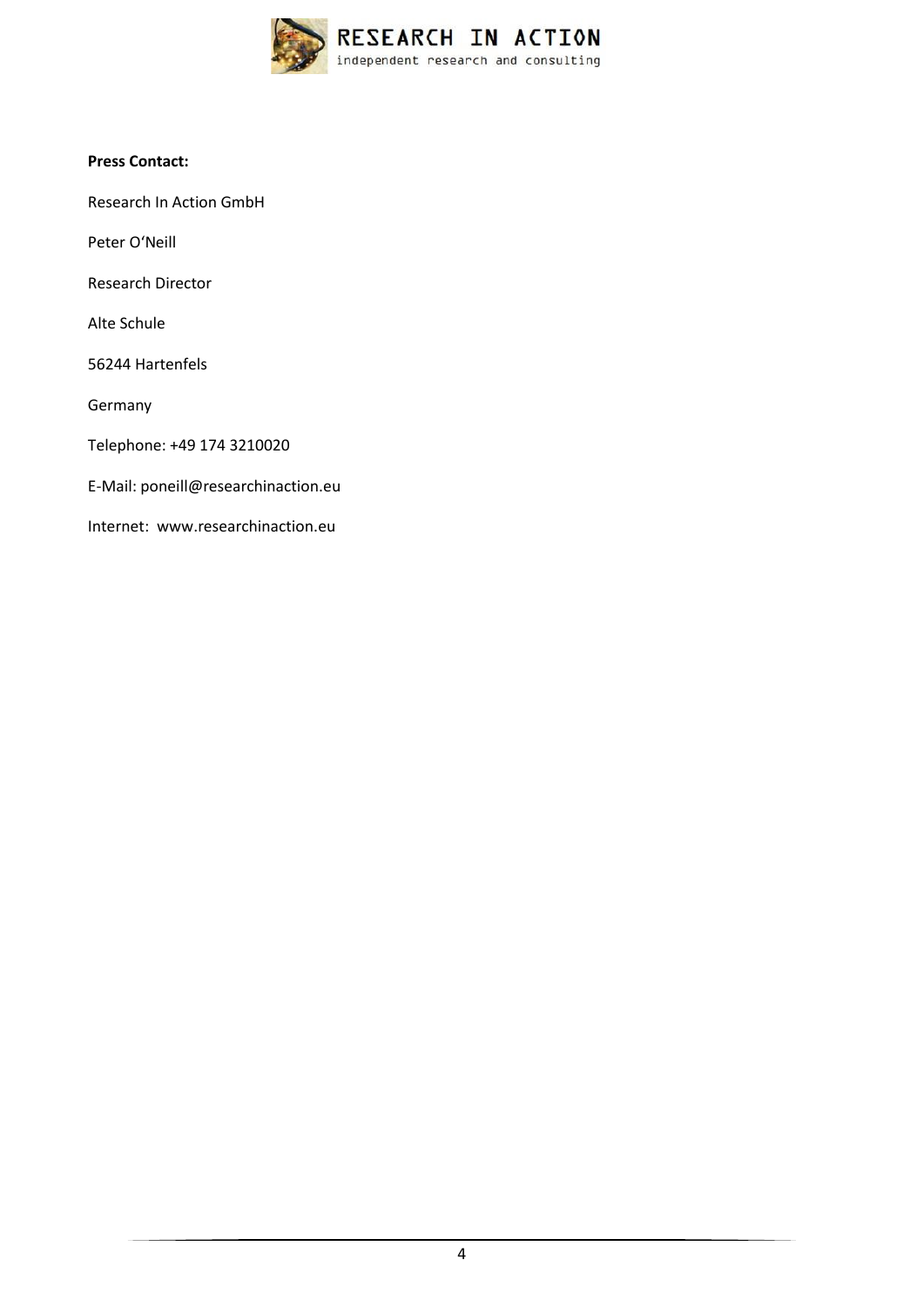**Press Contact:**

Research In Action GmbH

Peter O'Neill

Research Director

Alte Schule

56244 Hartenfels

Germany

Telephone: +49 174 3210020

E-Mail: poneill@researchinaction.eu

Internet: www.researchinaction.eu